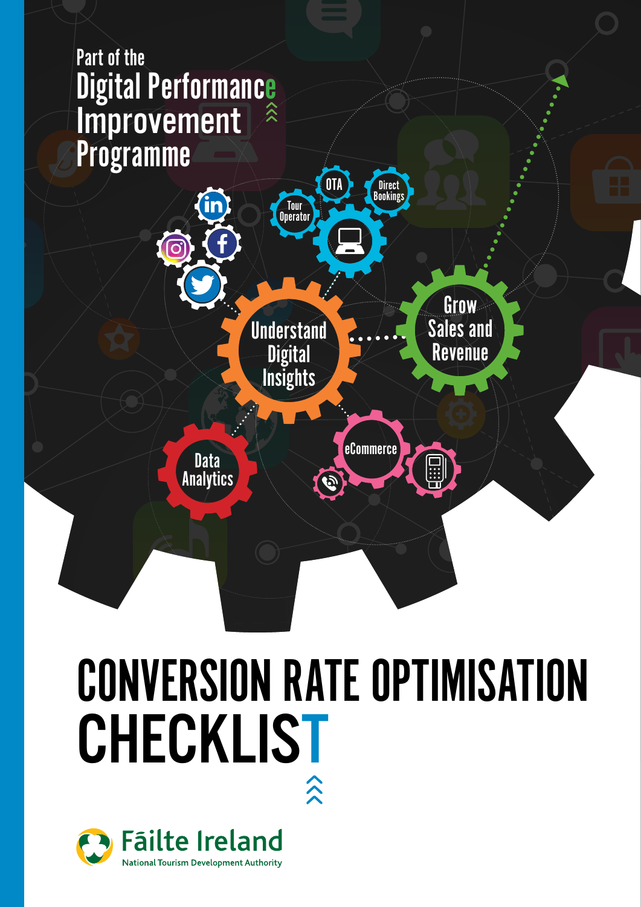Part of the

Digital Performance Improvement Programme

Understand Digital Insights

Grow Sales and Revenue

Data Analytics

eCommerce

Tour Operator

OTA

Direct Bookings

# CONVERSION RATE OPTIMISATION CHECKLIST

Fāilte Ireland

National Tourism Development Authority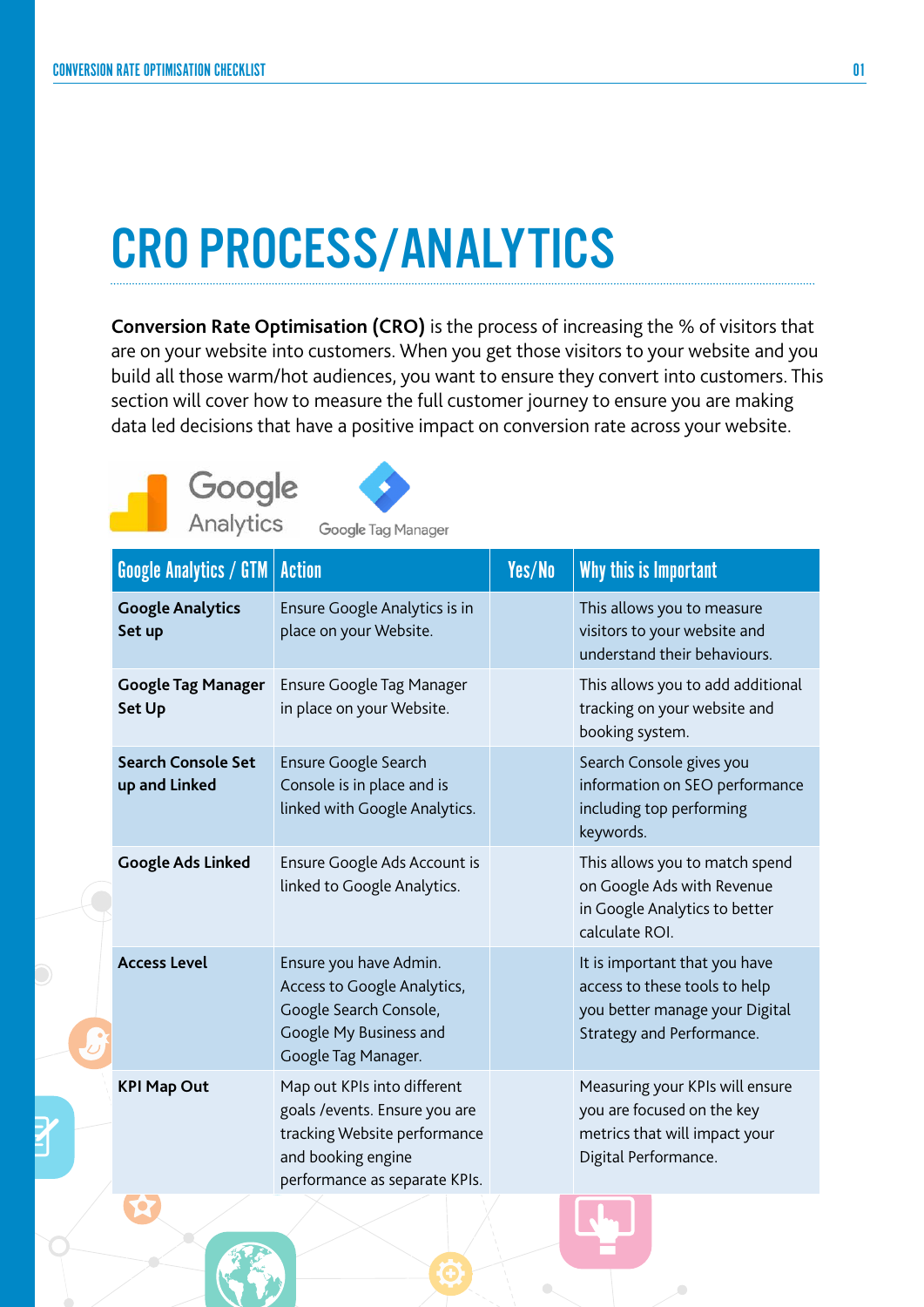# CRO PROCESS/ANALYTICS

**Conversion Rate Optimisation (CRO)** is the process of increasing the % of visitors that are on your website into customers. When you get those visitors to your website and you build all those warm/hot audiences, you want to ensure they convert into customers. This section will cover how to measure the full customer journey to ensure you are making data led decisions that have a positive impact on conversion rate across your website.

| Google Analytics / GTM | Action | Yes/No | Why this is Important |
|---|---|---|---|
| **Google Analytics Set up** | Ensure Google Analytics is in place on your Website. | | This allows you to measure visitors to your website and understand their behaviours. |
| **Google Tag Manager Set Up** | Ensure Google Tag Manager in place on your Website. | | This allows you to add additional tracking on your website and booking system. |
| **Search Console Set up and Linked** | Ensure Google Search Console is in place and is linked with Google Analytics. | | Search Console gives you information on SEO performance including top performing keywords. |
| **Google Ads Linked** | Ensure Google Ads Account is linked to Google Analytics. | | This allows you to match spend on Google Ads with Revenue in Google Analytics to better calculate ROI. |
| **Access Level** | Ensure you have Admin. Access to Google Analytics, Google Search Console, Google My Business and Google Tag Manager. | | It is important that you have access to these tools to help you better manage your Digital Strategy and Performance. |
| **KPI Map Out** | Map out KPIs into different goals /events. Ensure you are tracking Website performance and booking engine performance as separate KPIs. | | Measuring your KPIs will ensure you are focused on the key metrics that will impact your Digital Performance. |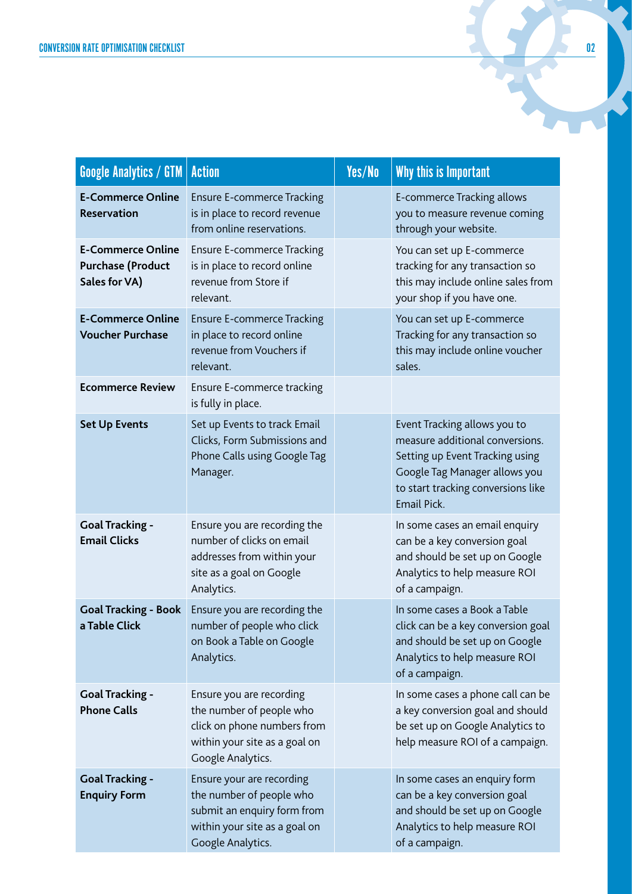| Google Analytics / GTM | Action | Yes/No | Why this is Important |
|---|---|---|---|
| **E-Commerce Online Reservation** | Ensure E-commerce Tracking is in place to record revenue from online reservations. | | E-commerce Tracking allows you to measure revenue coming through your website. |
| **E-Commerce Online Purchase (Product Sales for VA)** | Ensure E-commerce Tracking is in place to record online revenue from Store if relevant. | | You can set up E-commerce tracking for any transaction so this may include online sales from your shop if you have one. |
| **E-Commerce Online Voucher Purchase** | Ensure E-commerce Tracking in place to record online revenue from Vouchers if relevant. | | You can set up E-commerce Tracking for any transaction so this may include online voucher sales. |
| **Ecommerce Review** | Ensure E-commerce tracking is fully in place. | | |
| **Set Up Events** | Set up Events to track Email Clicks, Form Submissions and Phone Calls using Google Tag Manager. | | Event Tracking allows you to measure additional conversions. Setting up Event Tracking using Google Tag Manager allows you to start tracking conversions like Email Pick. |
| **Goal Tracking - Email Clicks** | Ensure you are recording the number of clicks on email addresses from within your site as a goal on Google Analytics. | | In some cases an email enquiry can be a key conversion goal and should be set up on Google Analytics to help measure ROI of a campaign. |
| **Goal Tracking - Book a Table Click** | Ensure you are recording the number of people who click on Book a Table on Google Analytics. | | In some cases a Book a Table click can be a key conversion goal and should be set up on Google Analytics to help measure ROI of a campaign. |
| **Goal Tracking - Phone Calls** | Ensure you are recording the number of people who click on phone numbers from within your site as a goal on Google Analytics. | | In some cases a phone call can be a key conversion goal and should be set up on Google Analytics to help measure ROI of a campaign. |
| **Goal Tracking - Enquiry Form** | Ensure your are recording the number of people who submit an enquiry form from within your site as a goal on Google Analytics. | | In some cases an enquiry form can be a key conversion goal and should be set up on Google Analytics to help measure ROI of a campaign. |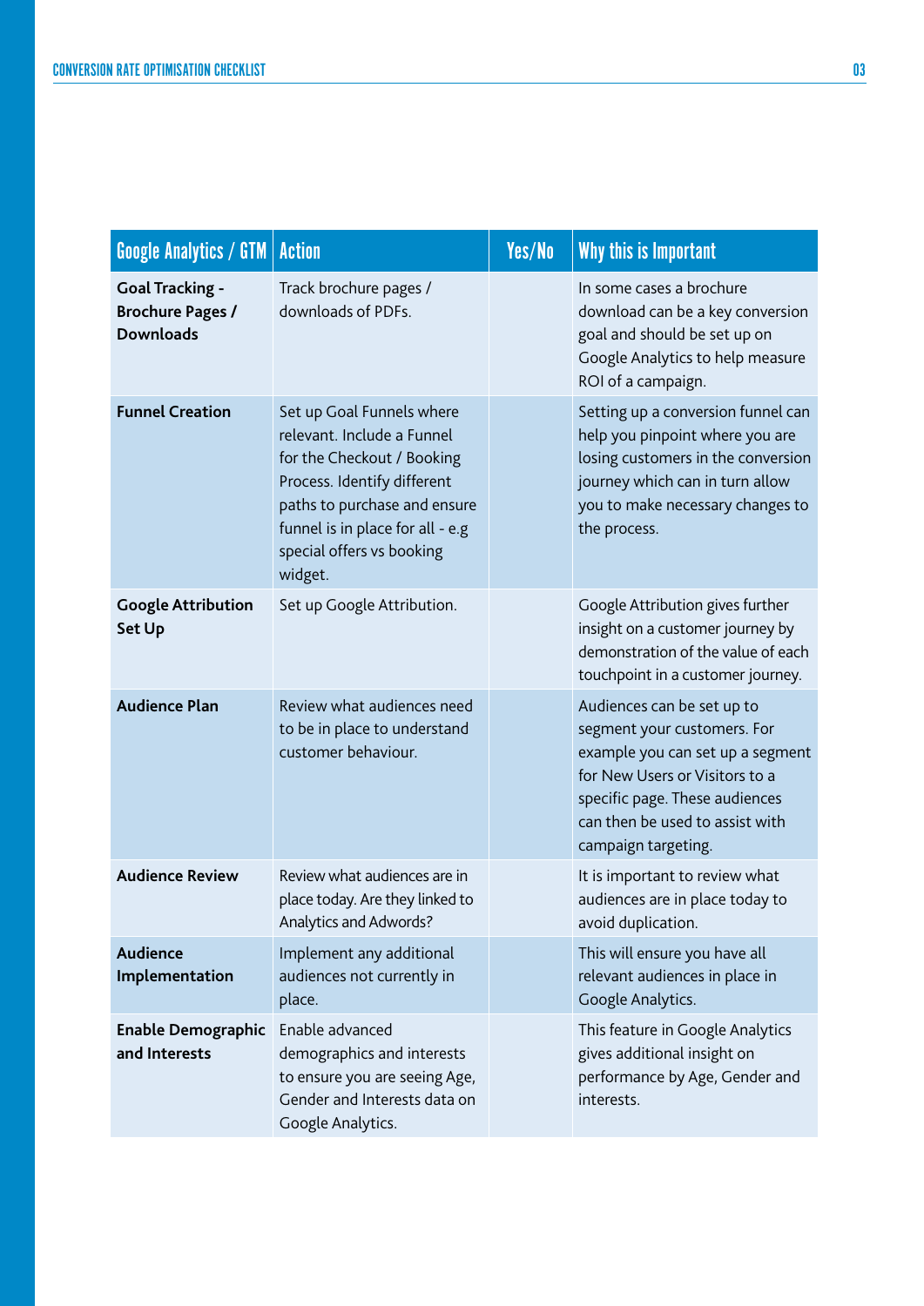| Google Analytics / GTM | Action | Yes/No | Why this is Important |
|---|---|---|---|
| **Goal Tracking - Brochure Pages / Downloads** | Track brochure pages / downloads of PDFs. | | In some cases a brochure download can be a key conversion goal and should be set up on Google Analytics to help measure ROI of a campaign. |
| **Funnel Creation** | Set up Goal Funnels where relevant. Include a Funnel for the Checkout / Booking Process. Identify different paths to purchase and ensure funnel is in place for all - e.g special offers vs booking widget. | | Setting up a conversion funnel can help you pinpoint where you are losing customers in the conversion journey which can in turn allow you to make necessary changes to the process. |
| **Google Attribution Set Up** | Set up Google Attribution. | | Google Attribution gives further insight on a customer journey by demonstration of the value of each touchpoint in a customer journey. |
| **Audience Plan** | Review what audiences need to be in place to understand customer behaviour. | | Audiences can be set up to segment your customers. For example you can set up a segment for New Users or Visitors to a specific page. These audiences can then be used to assist with campaign targeting. |
| **Audience Review** | Review what audiences are in place today. Are they linked to Analytics and Adwords? | | It is important to review what audiences are in place today to avoid duplication. |
| **Audience Implementation** | Implement any additional audiences not currently in place. | | This will ensure you have all relevant audiences in place in Google Analytics. |
| **Enable Demographic and Interests** | Enable advanced demographics and interests to ensure you are seeing Age, Gender and Interests data on Google Analytics. | | This feature in Google Analytics gives additional insight on performance by Age, Gender and interests. |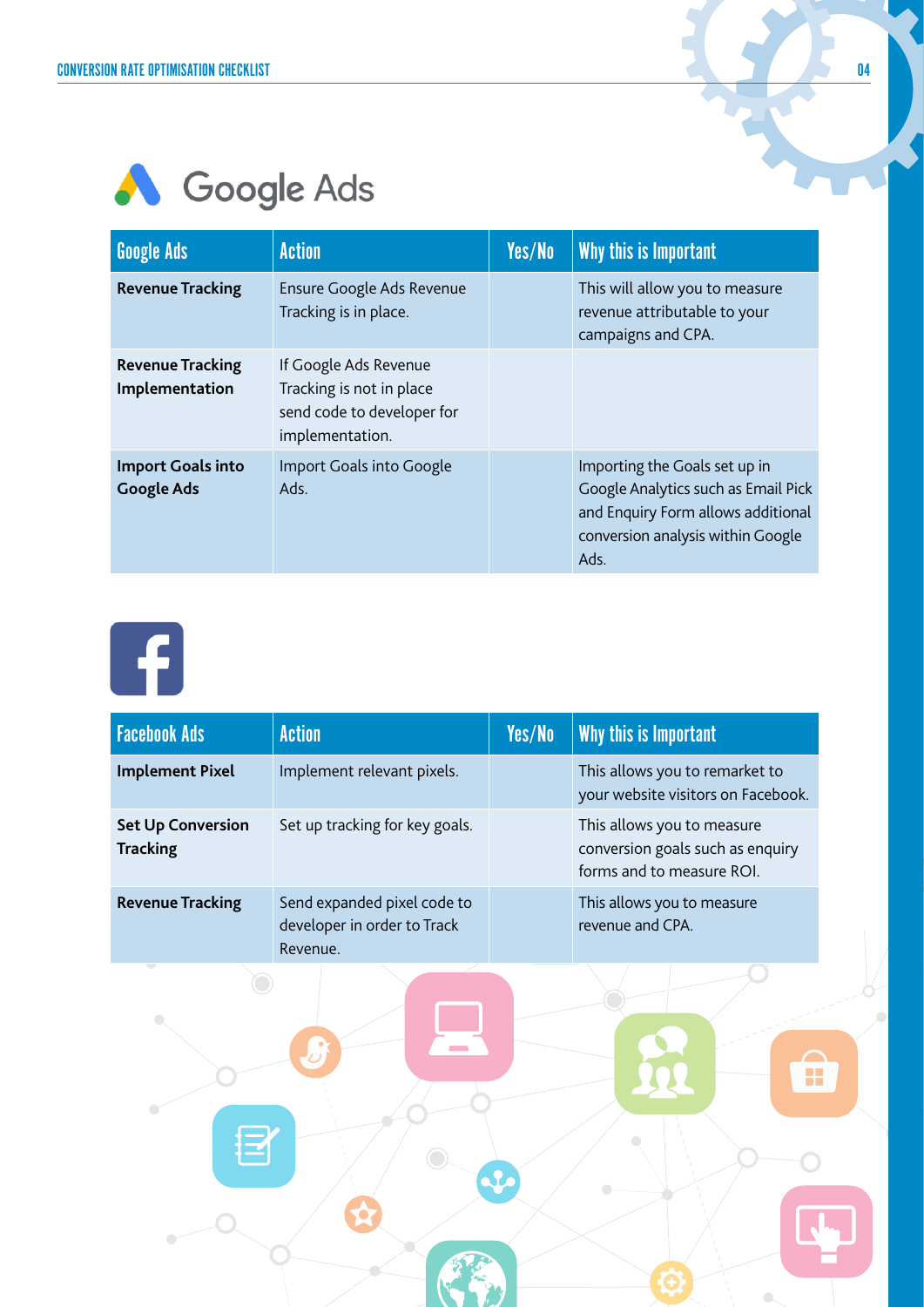# Google Ads

| Google Ads | Action | Yes/No | Why this is Important |
|---|---|---|---|
| **Revenue Tracking** | Ensure Google Ads Revenue Tracking is in place. | | This will allow you to measure revenue attributable to your campaigns and CPA. |
| **Revenue Tracking Implementation** | If Google Ads Revenue Tracking is not in place send code to developer for implementation. | | |
| **Import Goals into Google Ads** | Import Goals into Google Ads. | | Importing the Goals set up in Google Analytics such as Email Pick and Enquiry Form allows additional conversion analysis within Google Ads. |

| Facebook Ads | Action | Yes/No | Why this is Important |
|---|---|---|---|
| **Implement Pixel** | Implement relevant pixels. | | This allows you to remarket to your website visitors on Facebook. |
| **Set Up Conversion Tracking** | Set up tracking for key goals. | | This allows you to measure conversion goals such as enquiry forms and to measure ROI. |
| **Revenue Tracking** | Send expanded pixel code to developer in order to Track Revenue. | | This allows you to measure revenue and CPA. |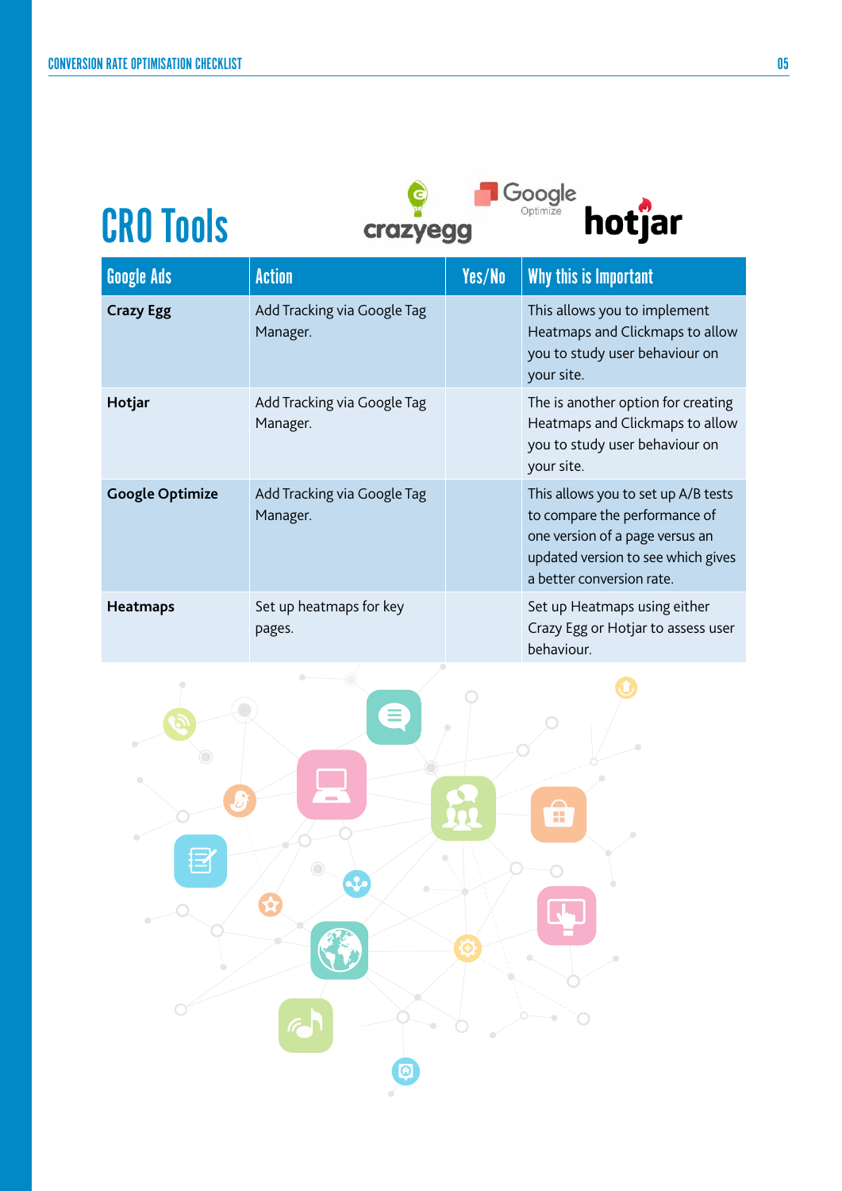# CRO Tools

| Google Ads | Action | Yes/No | Why this is Important |
|---|---|---|---|
| **Crazy Egg** | Add Tracking via Google Tag Manager. | | This allows you to implement Heatmaps and Clickmaps to allow you to study user behaviour on your site. |
| **Hotjar** | Add Tracking via Google Tag Manager. | | The is another option for creating Heatmaps and Clickmaps to allow you to study user behaviour on your site. |
| **Google Optimize** | Add Tracking via Google Tag Manager. | | This allows you to set up A/B tests to compare the performance of one version of a page versus an updated version to see which gives a better conversion rate. |
| **Heatmaps** | Set up heatmaps for key pages. | | Set up Heatmaps using either Crazy Egg or Hotjar to assess user behaviour. |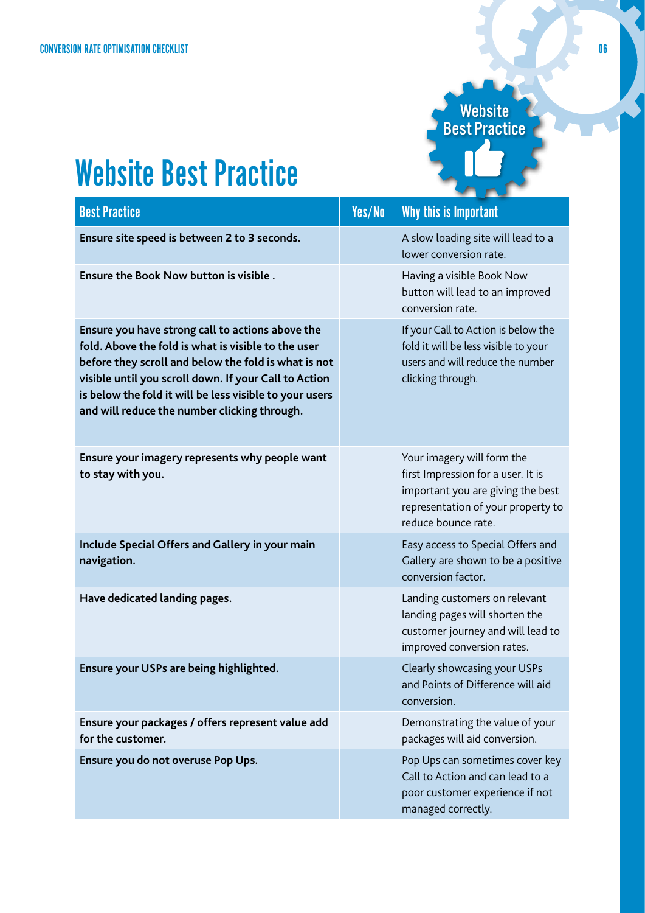# Website Best Practice

| Best Practice | Yes/No | Why this is Important |
|---|---|---|
| **Ensure site speed is between 2 to 3 seconds.** | | A slow loading site will lead to a lower conversion rate. |
| **Ensure the Book Now button is visible .** | | Having a visible Book Now button will lead to an improved conversion rate. |
| **Ensure you have strong call to actions above the fold. Above the fold is what is visible to the user before they scroll and below the fold is what is not visible until you scroll down. If your Call to Action is below the fold it will be less visible to your users and will reduce the number clicking through.** | | If your Call to Action is below the fold it will be less visible to your users and will reduce the number clicking through. |
| **Ensure your imagery represents why people want to stay with you.** | | Your imagery will form the first Impression for a user. It is important you are giving the best representation of your property to reduce bounce rate. |
| **Include Special Offers and Gallery in your main navigation.** | | Easy access to Special Offers and Gallery are shown to be a positive conversion factor. |
| **Have dedicated landing pages.** | | Landing customers on relevant landing pages will shorten the customer journey and will lead to improved conversion rates. |
| **Ensure your USPs are being highlighted.** | | Clearly showcasing your USPs and Points of Difference will aid conversion. |
| **Ensure your packages / offers represent value add for the customer.** | | Demonstrating the value of your packages will aid conversion. |
| **Ensure you do not overuse Pop Ups.** | | Pop Ups can sometimes cover key Call to Action and can lead to a poor customer experience if not managed correctly. |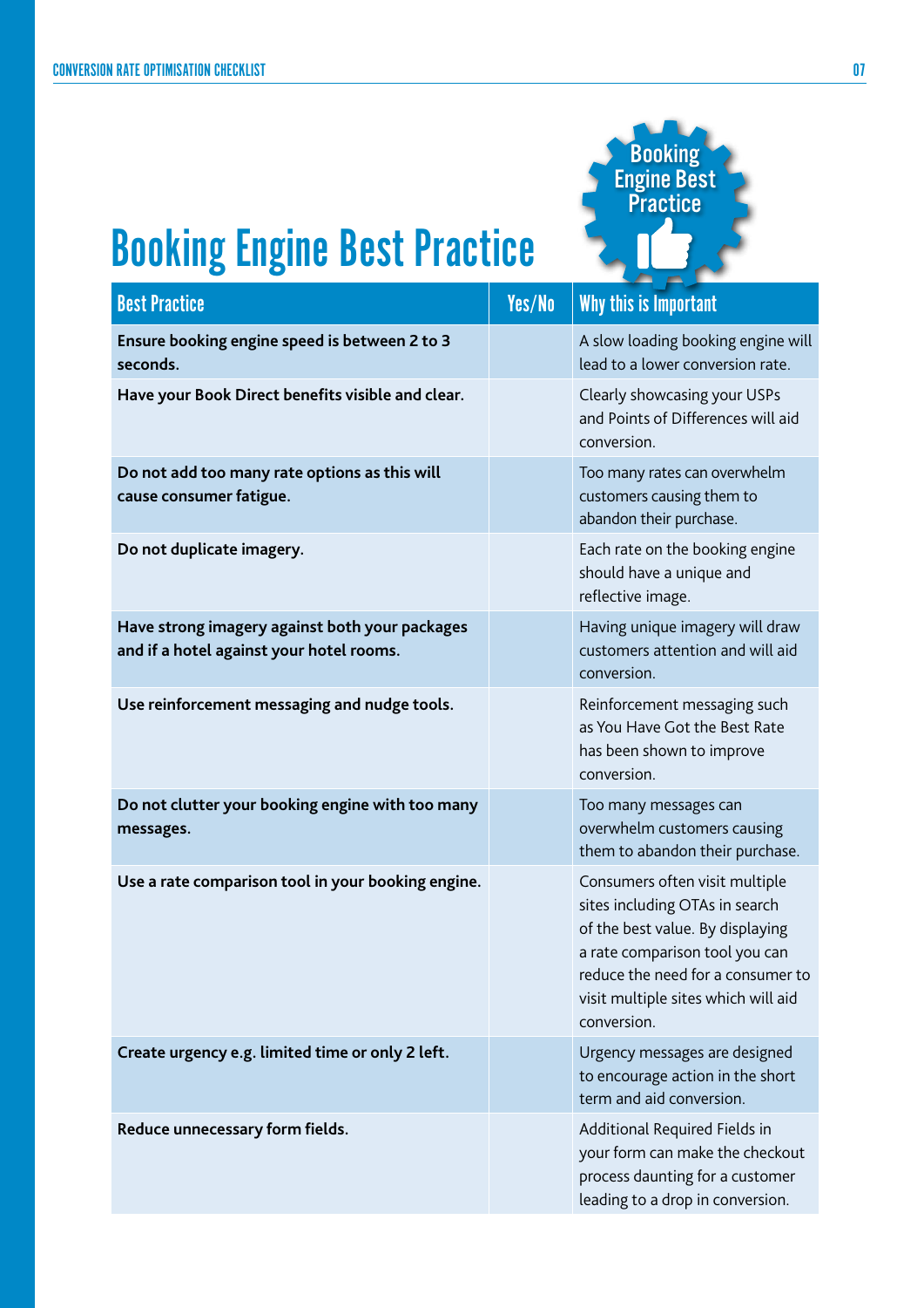# Booking Engine Best Practice

| Best Practice | Yes/No | Why this is Important |
|---|---|---|
| **Ensure booking engine speed is between 2 to 3 seconds.** | | A slow loading booking engine will lead to a lower conversion rate. |
| **Have your Book Direct benefits visible and clear.** | | Clearly showcasing your USPs and Points of Differences will aid conversion. |
| **Do not add too many rate options as this will cause consumer fatigue.** | | Too many rates can overwhelm customers causing them to abandon their purchase. |
| **Do not duplicate imagery.** | | Each rate on the booking engine should have a unique and reflective image. |
| **Have strong imagery against both your packages and if a hotel against your hotel rooms.** | | Having unique imagery will draw customers attention and will aid conversion. |
| **Use reinforcement messaging and nudge tools.** | | Reinforcement messaging such as You Have Got the Best Rate has been shown to improve conversion. |
| **Do not clutter your booking engine with too many messages.** | | Too many messages can overwhelm customers causing them to abandon their purchase. |
| **Use a rate comparison tool in your booking engine.** | | Consumers often visit multiple sites including OTAs in search of the best value. By displaying a rate comparison tool you can reduce the need for a consumer to visit multiple sites which will aid conversion. |
| **Create urgency e.g. limited time or only 2 left.** | | Urgency messages are designed to encourage action in the short term and aid conversion. |
| **Reduce unnecessary form fields.** | | Additional Required Fields in your form can make the checkout process daunting for a customer leading to a drop in conversion. |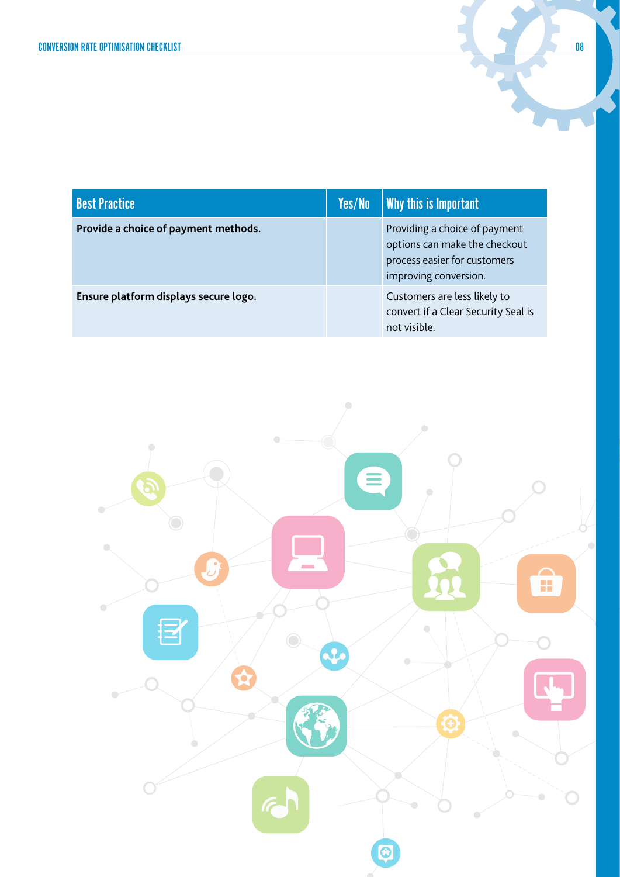| Best Practice | Yes/No | Why this is Important |
|---|---|---|
| **Provide a choice of payment methods.** | | Providing a choice of payment options can make the checkout process easier for customers improving conversion. |
| **Ensure platform displays secure logo.** | | Customers are less likely to convert if a Clear Security Seal is not visible. |